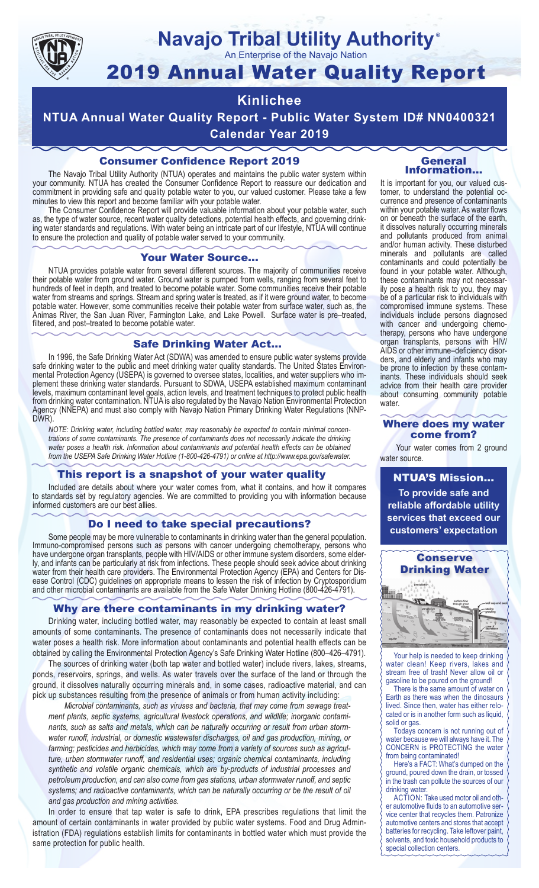# Navajo Tribal Utility Authority®

An Enterprise of the Navajo Nation

# 2019 Annual Water Quality Report

## Kinlichee

## NTUA Annual Water Quality Report - Public Water System ID# NN0400321

## Calendar Year 2019

### Consumer Confidence Report 2019

The Navajo Tribal Utility Authority (NTUA) operates and maintains the public water system within your community. NTUA has created the Consumer Confidence Report to reassure our dedication and commitment in providing safe and quality potable water to you, our valued customer. Please take a few minutes to view this report and become familiar with your potable water.

The Consumer Confidence Report will provide valuable information about your potable water, such as, the type of water source, recent water quality detections, potential health effects, and governing drinking water standards and regulations. With water being an intricate part of our lifestyle, NTUA will continue to ensure the protection and quality of potable water served to your community.

### Your Water Source…

NTUA provides potable water from several different sources. The majority of communities receive their potable water from ground water. Ground water is pumped from wells, ranging from several feet to hundreds of feet in depth, and treated to become potable water. Some communities receive their potable water from streams and springs. Stream and spring water is treated, as if it were ground water, to become potable water. However, some communities receive their potable water from surface water, such as, the Animas River, the San Juan River, Farmington Lake, and Lake Powell. Surface water is pre–treated, filtered, and post–treated to become potable water.

### Safe Drinking Water Act…

In 1996, the Safe Drinking Water Act (SDWA) was amended to ensure public water systems provide safe drinking water to the public and meet drinking water quality standards. The United States Environmental Protection Agency (USEPA) is governed to oversee states, localities, and water suppliers who implement these drinking water standards. Pursuant to SDWA, USEPA established maximum contaminant levels, maximum contaminant level goals, action levels, and treatment techniques to protect public health from drinking water contamination. NTUA is also regulated by the Navajo Nation Environmental Protection Agency (NNEPA) and must also comply with Navajo Nation Primary Drinking Water Regulations (NNPDWR).

*NOTE: Drinking water, including bottled water, may reasonably be expected to contain minimal concentrations of some contaminants. The presence of contaminants does not necessarily indicate the drinking water poses a health risk. Information about contaminants and potential health effects can be obtained from the USEPA Safe Drinking Water Hotline (1-800-426-4791) or online at http://www.epa.gov/safewater.*

### This report is a snapshot of your water quality

Included are details about where your water comes from, what it contains, and how it compares to standards set by regulatory agencies. We are committed to providing you with information because informed customers are our best allies.

### Do I need to take special precautions?

Some people may be more vulnerable to contaminants in drinking water than the general population. Immuno-compromised persons such as persons with cancer undergoing chemotherapy, persons who have undergone organ transplants, people with HIV/AIDS or other immune system disorders, some elderly, and infants can be particularly at risk from infections. These people should seek advice about drinking water from their health care providers. The Environmental Protection Agency (EPA) and Centers for Disease Control (CDC) guidelines on appropriate means to lessen the risk of infection by Cryptosporidium and other microbial contaminants are available from the Safe Water Drinking Hotline (800-426-4791).

### Why are there contaminants in my drinking water?

Drinking water, including bottled water, may reasonably be expected to contain at least small amounts of some contaminants. The presence of contaminants does not necessarily indicate that water poses a health risk. More information about contaminants and potential health effects can be obtained by calling the Environmental Protection Agency's Safe Drinking Water Hotline (800–426–4791).

The sources of drinking water (both tap water and bottled water) include rivers, lakes, streams, ponds, reservoirs, springs, and wells. As water travels over the surface of the land or through the ground, it dissolves naturally occurring minerals and, in some cases, radioactive material, and can pick up substances resulting from the presence of animals or from human activity including:

*Microbial contaminants, such as viruses and bacteria, that may come from sewage treatment plants, septic systems, agricultural livestock operations, and wildlife; inorganic contaminants, such as salts and metals, which can be naturally occurring or result from urban stormwater runoff, industrial, or domestic wastewater discharges, oil and gas production, mining, or farming; pesticides and herbicides, which may come from a variety of sources such as agriculture, urban stormwater runoff, and residential uses; organic chemical contaminants, including synthetic and volatile organic chemicals, which are by-products of industrial processes and petroleum production, and can also come from gas stations, urban stormwater runoff, and septic systems; and radioactive contaminants, which can be naturally occurring or be the result of oil and gas production and mining activities.*

In order to ensure that tap water is safe to drink, EPA prescribes regulations that limit the amount of certain contaminants in water provided by public water systems. Food and Drug Administration (FDA) regulations establish limits for contaminants in bottled water which must provide the same protection for public health.

### General Information…

It is important for you, our valued customer, to understand the potential occurrence and presence of contaminants within your potable water. As water flows on or beneath the surface of the earth, it dissolves naturally occurring minerals and pollutants produced from animal and/or human activity. These disturbed minerals and pollutants are called contaminants and could potentially be found in your potable water. Although, these contaminants may not necessarily pose a health risk to you, they may be of a particular risk to individuals with compromised immune systems. These individuals include persons diagnosed with cancer and undergoing chemotherapy, persons who have undergone organ transplants, persons with HIV/AIDS or other immune–deficiency disorders, and elderly and infants who may be prone to infection by these contaminants. These individuals should seek advice from their health care provider about consuming community potable water.

### Where does my water come from?

Your water comes from 2 ground water source.

### NTUA'S Mission…

**To provide safe and reliable affordable utility services that exceed our customers' expectation**

### Conserve Drinking Water

Your help is needed to keep drinking water clean! Keep rivers, lakes and stream free of trash! Never allow oil or gasoline to be poured on the ground!

There is the same amount of water on Earth as there was when the dinosaurs lived. Since then, water has either relocated or is in another form such as liquid, solid or gas.

Todays concern is not running out of water because we will always have it. The CONCERN is PROTECTING the water from being contaminated!

Here's a FACT: What's dumped on the ground, poured down the drain, or tossed in the trash can pollute the sources of our drinking water.

ACTION: Take used motor oil and other automotive fluids to an automotive service center that recycles them. Patronize automotive centers and stores that accept batteries for recycling. Take leftover paint, solvents, and toxic household products to special collection centers.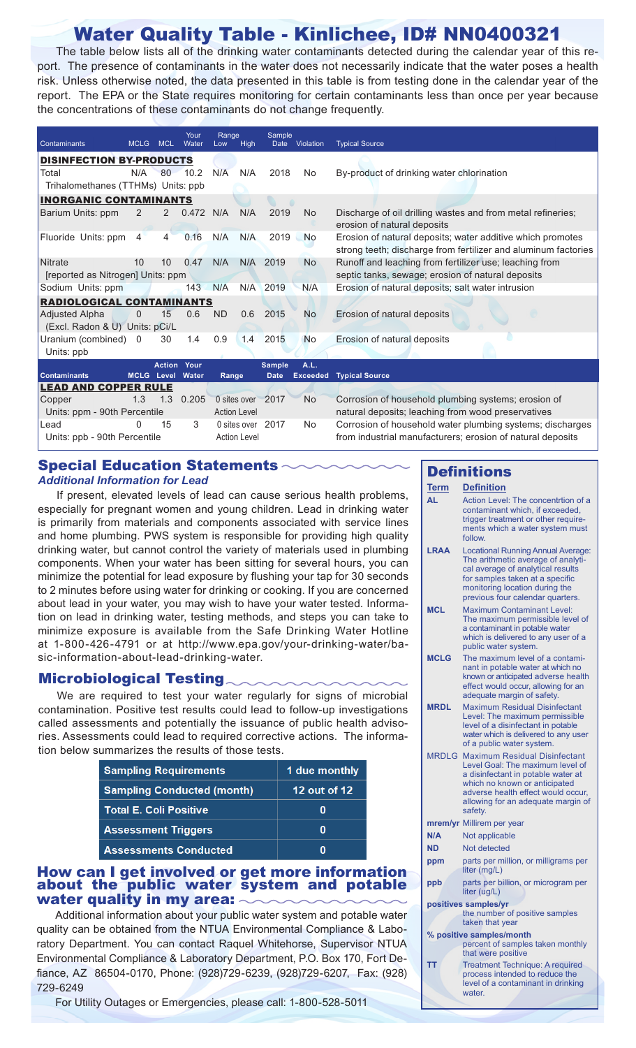# Water Quality Table - Kinlichee, ID# NN0400321

The table below lists all of the drinking water contaminants detected during the calendar year of this report. The presence of contaminants in the water does not necessarily indicate that the water poses a health risk. Unless otherwise noted, the data presented in this table is from testing done in the calendar year of the report. The EPA or the State requires monitoring for certain contaminants less than once per year because the concentrations of these contaminants do not change frequently.

| Contaminants | MCLG | MCL | Your Water | Range Low | Range High | Sample Date | Violation | Typical Source |
|---|---|---|---|---|---|---|---|---|
| **DISINFECTION BY-PRODUCTS** | | | | | | | | |
| Total Trihalomethanes (TTHMs) Units: ppb | N/A | 80 | 10.2 | N/A | N/A | 2018 | No | By-product of drinking water chlorination |
| **INORGANIC CONTAMINANTS** | | | | | | | | |
| Barium Units: ppm | 2 | 2 | 0.472 | N/A | N/A | 2019 | No | Discharge of oil drilling wastes and from metal refineries; erosion of natural deposits |
| Fluoride Units: ppm | 4 | 4 | 0.16 | N/A | N/A | 2019 | No | Erosion of natural deposits; water additive which promotes strong teeth; discharge from fertilizer and aluminum factories |
| Nitrate [reported as Nitrogen] Units: ppm | 10 | 10 | 0.47 | N/A | N/A | 2019 | No | Runoff and leaching from fertilizer use; leaching from septic tanks, sewage; erosion of natural deposits |
| Sodium Units: ppm | | | 143 | N/A | N/A | 2019 | N/A | Erosion of natural deposits; salt water intrusion |
| **RADIOLOGICAL CONTAMINANTS** | | | | | | | | |
| Adjusted Alpha (Excl. Radon & U) Units: pCi/L | 0 | 15 | 0.6 | ND | 0.6 | 2015 | No | Erosion of natural deposits |
| Uranium (combined) Units: ppb | 0 | 30 | 1.4 | 0.9 | 1.4 | 2015 | No | Erosion of natural deposits |

| Contaminants | MCLG | Action Level | Your Water | Range | Sample Date | A.L. Exceeded | Typical Source |
|---|---|---|---|---|---|---|---|
| **LEAD AND COPPER RULE** | | | | | | | |
| Copper Units: ppm - 90th Percentile | 1.3 | 1.3 | 0.205 | 0 sites over Action Level | 2017 | No | Corrosion of household plumbing systems; erosion of natural deposits; leaching from wood preservatives |
| Lead Units: ppb - 90th Percentile | 0 | 15 | 3 | 0 sites over Action Level | 2017 | No | Corrosion of household water plumbing systems; discharges from industrial manufacturers; erosion of natural deposits |

## Special Education Statements

***Additional Information for Lead***

If present, elevated levels of lead can cause serious health problems, especially for pregnant women and young children. Lead in drinking water is primarily from materials and components associated with service lines and home plumbing. PWS system is responsible for providing high quality drinking water, but cannot control the variety of materials used in plumbing components. When your water has been sitting for several hours, you can minimize the potential for lead exposure by flushing your tap for 30 seconds to 2 minutes before using water for drinking or cooking. If you are concerned about lead in your water, you may wish to have your water tested. Information on lead in drinking water, testing methods, and steps you can take to minimize exposure is available from the Safe Drinking Water Hotline at 1-800-426-4791 or at http://www.epa.gov/your-drinking-water/basic-information-about-lead-drinking-water.

## Microbiological Testing

We are required to test your water regularly for signs of microbial contamination. Positive test results could lead to follow-up investigations called assessments and potentially the issuance of public health advisories. Assessments could lead to required corrective actions. The information below summarizes the results of those tests.

| | |
|---|---|
| Sampling Requirements | 1 due monthly |
| Sampling Conducted (month) | 12 out of 12 |
| Total E. Coli Positive | 0 |
| Assessment Triggers | 0 |
| Assessments Conducted | 0 |

## How can I get involved or get more information about the public water system and potable water quality in my area:

Additional information about your public water system and potable water quality can be obtained from the NTUA Environmental Compliance & Laboratory Department. You can contact Raquel Whitehorse, Supervisor NTUA Environmental Compliance & Laboratory Department, P.O. Box 170, Fort Defiance, AZ 86504-0170, Phone: (928)729-6239, (928)729-6207, Fax: (928) 729-6249

For Utility Outages or Emergencies, please call: 1-800-528-5011

## Definitions

| Term | Definition |
|---|---|
| AL | Action Level: The concentrtion of a contaminant which, if exceeded, trigger treatment or other requirements which a water system must follow. |
| LRAA | Locational Running Annual Average: The arithmetic average of analytical average of analytical results for samples taken at a specific monitoring location during the previous four calendar quarters. |
| MCL | Maximum Contaminant Level: The maximum permissible level of a contaminant in potable water which is delivered to any user of a public water system. |
| MCLG | The maximum level of a contaminant in potable water at which no known or anticipated adverse health effect would occur, allowing for an adequate margin of safety. |
| MRDL | Maximum Residual Disinfectant Level: The maximum permissible level of a disinfectant in potable water which is delivered to any user of a public water system. |
| MRDLG | Maximum Residual Disinfectant Level Goal: The maximum level of a disinfectant in potable water at which no known or anticipated adverse health effect would occur, allowing for an adequate margin of safety. |
| mrem/yr | Millirem per year |
| N/A | Not applicable |
| ND | Not detected |
| ppm | parts per million, or milligrams per liter (mg/L) |
| ppb | parts per billion, or microgram per liter (ug/L) |
| positives samples/yr | the number of positive samples taken that year |
| % positive samples/month | percent of samples taken monthly that were positive |
| TT | Treatment Technique: A required process intended to reduce the level of a contaminant in drinking water. |